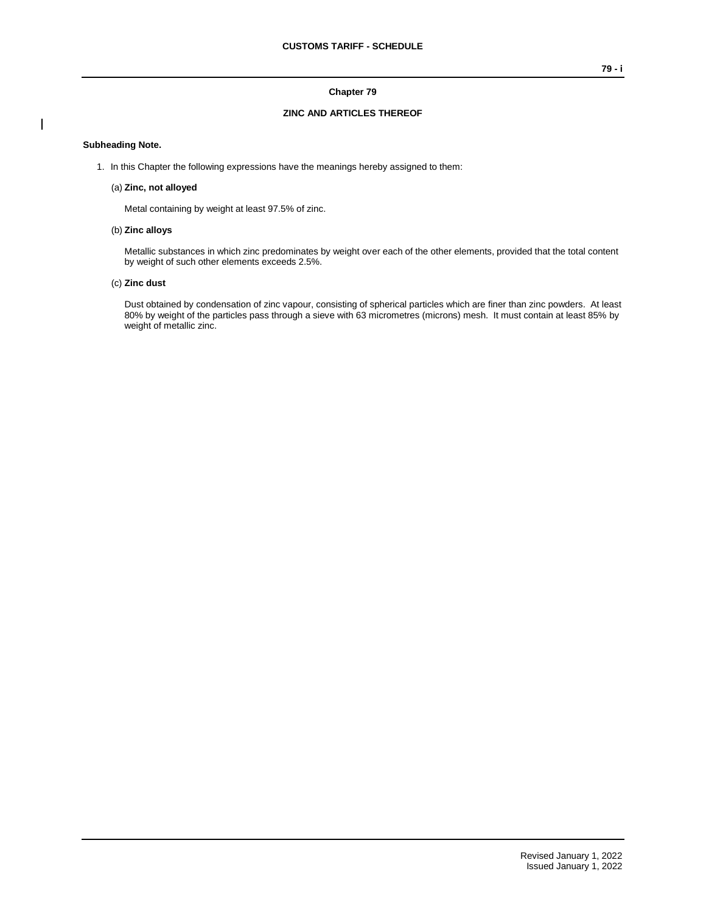# Chapter 79

## ZINC AND ARTICLES THEREOF

**Subheading Note.**

1. In this Chapter the following expressions have the meanings hereby assigned to them:

   (a) **Zinc, not alloyed**

   Metal containing by weight at least 97.5% of zinc.

   (b) **Zinc alloys**

   Metallic substances in which zinc predominates by weight over each of the other elements, provided that the total content by weight of such other elements exceeds 2.5%.

   (c) **Zinc dust**

   Dust obtained by condensation of zinc vapour, consisting of spherical particles which are finer than zinc powders. At least 80% by weight of the particles pass through a sieve with 63 micrometres (microns) mesh. It must contain at least 85% by weight of metallic zinc.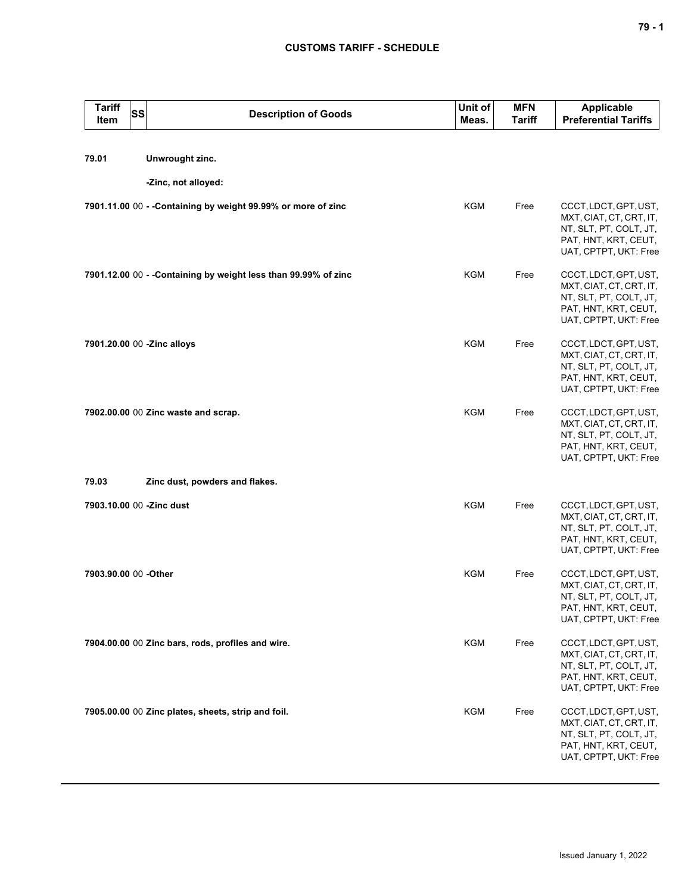| Tariff Item | SS | Description of Goods | Unit of Meas. | MFN Tariff | Applicable Preferential Tariffs |
|---|---|---|---|---|---|
| **79.01** | | **Unwrought zinc.** | | | |
| | | **-Zinc, not alloyed:** | | | |
| **7901.11.00** | 00 | **- -Containing by weight 99.99% or more of zinc** | KGM | Free | CCCT, LDCT, GPT, UST, MXT, CIAT, CT, CRT, IT, NT, SLT, PT, COLT, JT, PAT, HNT, KRT, CEUT, UAT, CPTPT, UKT: Free |
| **7901.12.00** | 00 | **- -Containing by weight less than 99.99% of zinc** | KGM | Free | CCCT, LDCT, GPT, UST, MXT, CIAT, CT, CRT, IT, NT, SLT, PT, COLT, JT, PAT, HNT, KRT, CEUT, UAT, CPTPT, UKT: Free |
| **7901.20.00** | 00 | **-Zinc alloys** | KGM | Free | CCCT, LDCT, GPT, UST, MXT, CIAT, CT, CRT, IT, NT, SLT, PT, COLT, JT, PAT, HNT, KRT, CEUT, UAT, CPTPT, UKT: Free |
| **7902.00.00** | 00 | **Zinc waste and scrap.** | KGM | Free | CCCT, LDCT, GPT, UST, MXT, CIAT, CT, CRT, IT, NT, SLT, PT, COLT, JT, PAT, HNT, KRT, CEUT, UAT, CPTPT, UKT: Free |
| **79.03** | | **Zinc dust, powders and flakes.** | | | |
| **7903.10.00** | 00 | **-Zinc dust** | KGM | Free | CCCT, LDCT, GPT, UST, MXT, CIAT, CT, CRT, IT, NT, SLT, PT, COLT, JT, PAT, HNT, KRT, CEUT, UAT, CPTPT, UKT: Free |
| **7903.90.00** | 00 | **-Other** | KGM | Free | CCCT, LDCT, GPT, UST, MXT, CIAT, CT, CRT, IT, NT, SLT, PT, COLT, JT, PAT, HNT, KRT, CEUT, UAT, CPTPT, UKT: Free |
| **7904.00.00** | 00 | **Zinc bars, rods, profiles and wire.** | KGM | Free | CCCT, LDCT, GPT, UST, MXT, CIAT, CT, CRT, IT, NT, SLT, PT, COLT, JT, PAT, HNT, KRT, CEUT, UAT, CPTPT, UKT: Free |
| **7905.00.00** | 00 | **Zinc plates, sheets, strip and foil.** | KGM | Free | CCCT, LDCT, GPT, UST, MXT, CIAT, CT, CRT, IT, NT, SLT, PT, COLT, JT, PAT, HNT, KRT, CEUT, UAT, CPTPT, UKT: Free |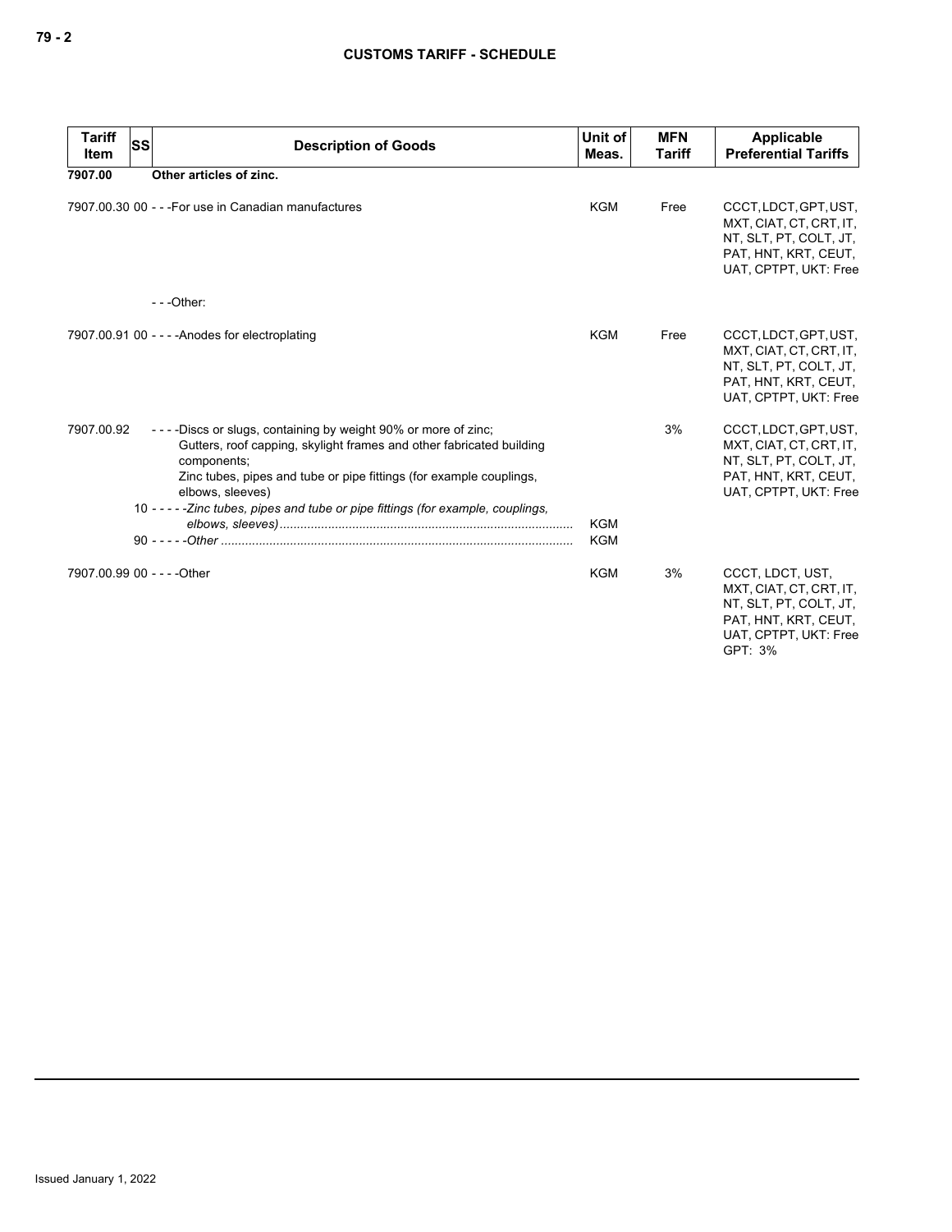## CUSTOMS TARIFF - SCHEDULE

| Tariff Item | SS | Description of Goods | Unit of Meas. | MFN Tariff | Applicable Preferential Tariffs |
|---|---|---|---|---|---|
| **7907.00** | | **Other articles of zinc.** | | | |
| 7907.00.30 | 00 | - - -For use in Canadian manufactures | KGM | Free | CCCT, LDCT, GPT, UST, MXT, CIAT, CT, CRT, IT, NT, SLT, PT, COLT, JT, PAT, HNT, KRT, CEUT, UAT, CPTPT, UKT: Free |
| | | - - -Other: | | | |
| 7907.00.91 | 00 | - - - -Anodes for electroplating | KGM | Free | CCCT, LDCT, GPT, UST, MXT, CIAT, CT, CRT, IT, NT, SLT, PT, COLT, JT, PAT, HNT, KRT, CEUT, UAT, CPTPT, UKT: Free |
| 7907.00.92 | | - - - -Discs or slugs, containing by weight 90% or more of zinc;<br>Gutters, roof capping, skylight frames and other fabricated building components;<br>Zinc tubes, pipes and tube or pipe fittings (for example couplings, elbows, sleeves) | | 3% | CCCT, LDCT, GPT, UST, MXT, CIAT, CT, CRT, IT, NT, SLT, PT, COLT, JT, PAT, HNT, KRT, CEUT, UAT, CPTPT, UKT: Free |
| | 10 | - - - - -*Zinc tubes, pipes and tube or pipe fittings (for example, couplings, elbows, sleeves)* | KGM | | |
| | 90 | - - - - -*Other* | KGM | | |
| 7907.00.99 | 00 | - - - -Other | KGM | 3% | CCCT, LDCT, UST, MXT, CIAT, CT, CRT, IT, NT, SLT, PT, COLT, JT, PAT, HNT, KRT, CEUT, UAT, CPTPT, UKT: Free<br>GPT: 3% |